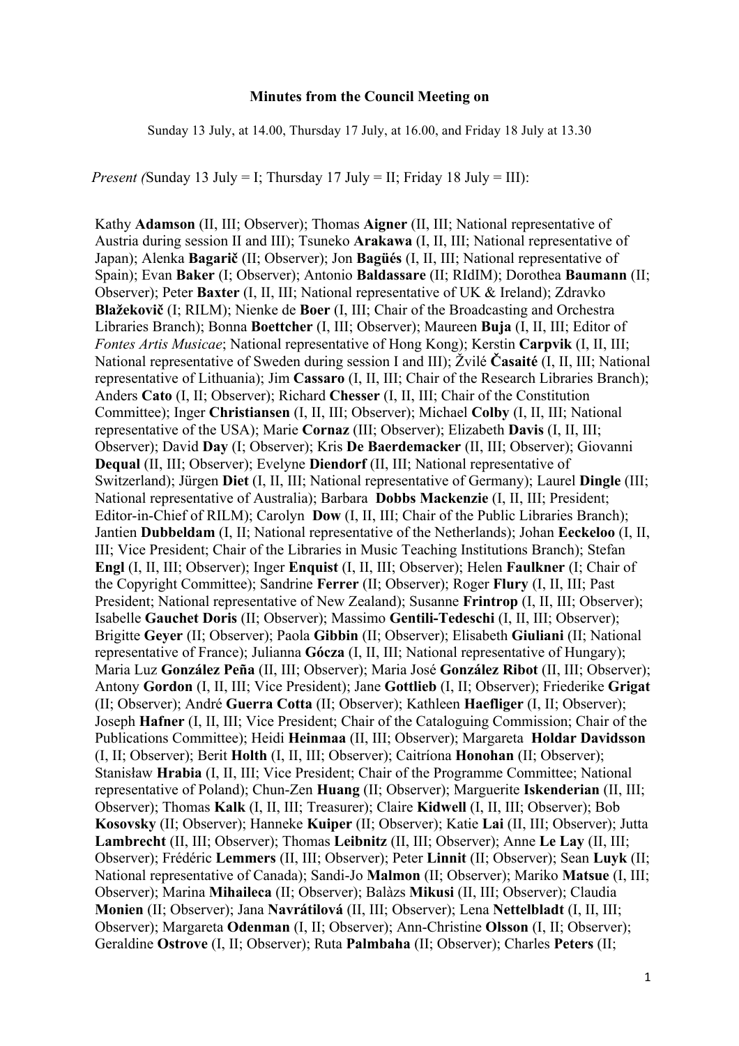**Minutes from the Council Meeting on**

Sunday 13 July, at 14.00, Thursday 17 July, at 16.00, and Friday 18 July at 13.30

*Present (*Sunday 13 July = I; Thursday 17 July = II; Friday 18 July = III):

Kathy **Adamson** (II, III; Observer); Thomas **Aigner** (II, III; National representative of Austria during session II and III); Tsuneko **Arakawa** (I, II, III; National representative of Japan); Alenka **Bagarič** (II; Observer); Jon **Bagüés** (I, II, III; National representative of Spain); Evan **Baker** (I; Observer); Antonio **Baldassare** (II; RIdIM); Dorothea **Baumann** (II; Observer); Peter **Baxter** (I, II, III; National representative of UK & Ireland); Zdravko **Blažekovič** (I; RILM); Nienke de **Boer** (I, III; Chair of the Broadcasting and Orchestra Libraries Branch); Bonna **Boettcher** (I, III; Observer); Maureen **Buja** (I, II, III; Editor of *Fontes Artis Musicae*; National representative of Hong Kong); Kerstin **Carpvik** (I, II, III; National representative of Sweden during session I and III); Žvilé **Časaité** (I, II, III; National representative of Lithuania); Jim **Cassaro** (I, II, III; Chair of the Research Libraries Branch); Anders **Cato** (I, II; Observer); Richard **Chesser** (I, II, III; Chair of the Constitution Committee); Inger **Christiansen** (I, II, III; Observer); Michael **Colby** (I, II, III; National representative of the USA); Marie **Cornaz** (III; Observer); Elizabeth **Davis** (I, II, III; Observer); David **Day** (I; Observer); Kris **De Baerdemacker** (II, III; Observer); Giovanni **Dequal** (II, III; Observer); Evelyne **Diendorf** (II, III; National representative of Switzerland); Jürgen **Diet** (I, II, III; National representative of Germany); Laurel **Dingle** (III; National representative of Australia); Barbara **Dobbs Mackenzie** (I, II, III; President; Editor-in-Chief of RILM); Carolyn **Dow** (I, II, III; Chair of the Public Libraries Branch); Jantien **Dubbeldam** (I, II; National representative of the Netherlands); Johan **Eeckeloo** (I, II, III; Vice President; Chair of the Libraries in Music Teaching Institutions Branch); Stefan **Engl** (I, II, III; Observer); Inger **Enquist** (I, II, III; Observer); Helen **Faulkner** (I; Chair of the Copyright Committee); Sandrine **Ferrer** (II; Observer); Roger **Flury** (I, II, III; Past President; National representative of New Zealand); Susanne **Frintrop** (I, II, III; Observer); Isabelle **Gauchet Doris** (II; Observer); Massimo **Gentili-Tedeschi** (I, II, III; Observer); Brigitte **Geyer** (II; Observer); Paola **Gibbin** (II; Observer); Elisabeth **Giuliani** (II; National representative of France); Julianna **Gócza** (I, II, III; National representative of Hungary); Maria Luz **González Peña** (II, III; Observer); Maria José **González Ribot** (II, III; Observer); Antony **Gordon** (I, II, III; Vice President); Jane **Gottlieb** (I, II; Observer); Friederike **Grigat** (II; Observer); André **Guerra Cotta** (II; Observer); Kathleen **Haefliger** (I, II; Observer); Joseph **Hafner** (I, II, III; Vice President; Chair of the Cataloguing Commission; Chair of the Publications Committee); Heidi **Heinmaa** (II, III; Observer); Margareta **Holdar Davidsson** (I, II; Observer); Berit **Holth** (I, II, III; Observer); Caitríona **Honohan** (II; Observer); Stanisław **Hrabia** (I, II, III; Vice President; Chair of the Programme Committee; National representative of Poland); Chun-Zen **Huang** (II; Observer); Marguerite **Iskenderian** (II, III; Observer); Thomas **Kalk** (I, II, III; Treasurer); Claire **Kidwell** (I, II, III; Observer); Bob **Kosovsky** (II; Observer); Hanneke **Kuiper** (II; Observer); Katie **Lai** (II, III; Observer); Jutta **Lambrecht** (II, III; Observer); Thomas **Leibnitz** (II, III; Observer); Anne **Le Lay** (II, III; Observer); Frédéric **Lemmers** (II, III; Observer); Peter **Linnit** (II; Observer); Sean **Luyk** (II; National representative of Canada); Sandi-Jo **Malmon** (II; Observer); Mariko **Matsue** (I, III; Observer); Marina **Mihaileca** (II; Observer); Balàzs **Mikusi** (II, III; Observer); Claudia **Monien** (II; Observer); Jana **Navrátilová** (II, III; Observer); Lena **Nettelbladt** (I, II, III; Observer); Margareta **Odenman** (I, II; Observer); Ann-Christine **Olsson** (I, II; Observer); Geraldine **Ostrove** (I, II; Observer); Ruta **Palmbaha** (II; Observer); Charles **Peters** (II;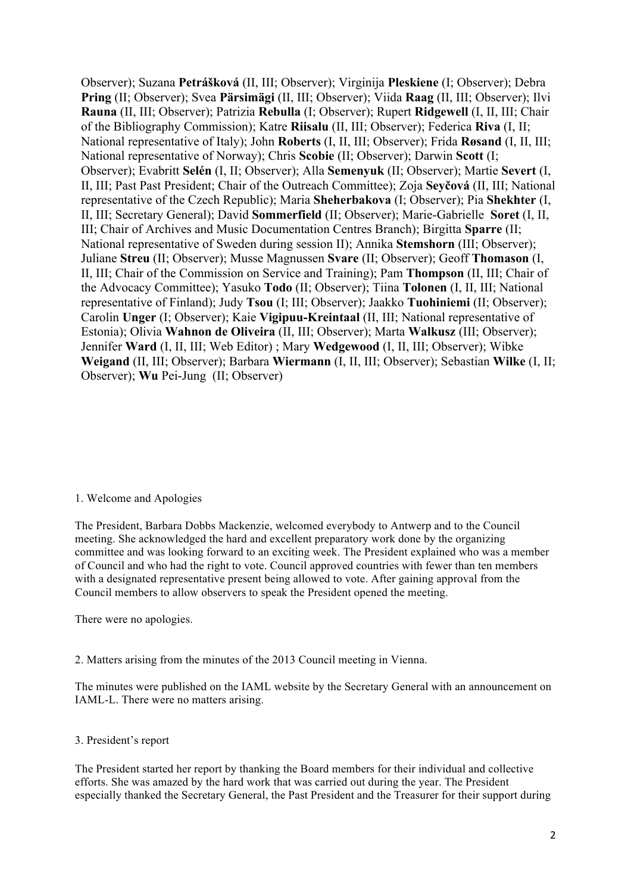Observer); Suzana **Petrášková** (II, III; Observer); Virginija **Pleskiene** (I; Observer); Debra **Pring** (II; Observer); Svea **Pärsimägi** (II, III; Observer); Viida **Raag** (II, III; Observer); Ilvi **Rauna** (II, III; Observer); Patrizia **Rebulla** (I; Observer); Rupert **Ridgewell** (I, II, III; Chair of the Bibliography Commission); Katre **Riisalu** (II, III; Observer); Federica **Riva** (I, II; National representative of Italy); John **Roberts** (I, II, III; Observer); Frida **Røsand** (I, II, III; National representative of Norway); Chris **Scobie** (II; Observer); Darwin **Scott** (I; Observer); Evabritt **Selén** (I, II; Observer); Alla **Semenyuk** (II; Observer); Martie **Severt** (I, II, III; Past Past President; Chair of the Outreach Committee); Zoja **Seyčová** (II, III; National representative of the Czech Republic); Maria **Sheherbakova** (I; Observer); Pia **Shekhter** (I, II, III; Secretary General); David **Sommerfield** (II; Observer); Marie-Gabrielle **Soret** (I, II, III; Chair of Archives and Music Documentation Centres Branch); Birgitta **Sparre** (II; National representative of Sweden during session II); Annika **Stemshorn** (III; Observer); Juliane **Streu** (II; Observer); Musse Magnussen **Svare** (II; Observer); Geoff **Thomason** (I, II, III; Chair of the Commission on Service and Training); Pam **Thompson** (II, III; Chair of the Advocacy Committee); Yasuko **Todo** (II; Observer); Tiina **Tolonen** (I, II, III; National representative of Finland); Judy **Tsou** (I; III; Observer); Jaakko **Tuohiniemi** (II; Observer); Carolin **Unger** (I; Observer); Kaie **Vigipuu-Kreintaal** (II, III; National representative of Estonia); Olivia **Wahnon de Oliveira** (II, III; Observer); Marta **Walkusz** (III; Observer); Jennifer **Ward** (I, II, III; Web Editor) ; Mary **Wedgewood** (I, II, III; Observer); Wibke **Weigand** (II, III; Observer); Barbara **Wiermann** (I, II, III; Observer); Sebastian **Wilke** (I, II; Observer); **Wu** Pei-Jung (II; Observer)

1. Welcome and Apologies

The President, Barbara Dobbs Mackenzie, welcomed everybody to Antwerp and to the Council meeting. She acknowledged the hard and excellent preparatory work done by the organizing committee and was looking forward to an exciting week. The President explained who was a member of Council and who had the right to vote. Council approved countries with fewer than ten members with a designated representative present being allowed to vote. After gaining approval from the Council members to allow observers to speak the President opened the meeting.

There were no apologies.

2. Matters arising from the minutes of the 2013 Council meeting in Vienna.

The minutes were published on the IAML website by the Secretary General with an announcement on IAML-L. There were no matters arising.

3. President's report

The President started her report by thanking the Board members for their individual and collective efforts. She was amazed by the hard work that was carried out during the year. The President especially thanked the Secretary General, the Past President and the Treasurer for their support during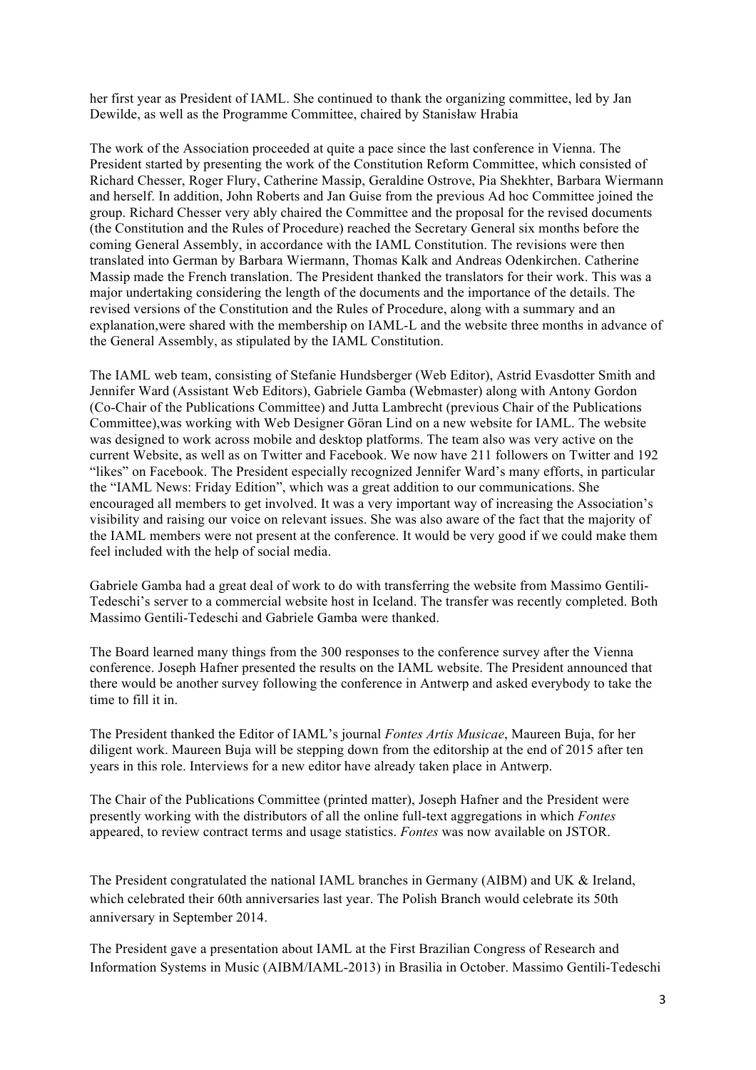her first year as President of IAML. She continued to thank the organizing committee, led by Jan Dewilde, as well as the Programme Committee, chaired by Stanisław Hrabia

The work of the Association proceeded at quite a pace since the last conference in Vienna. The President started by presenting the work of the Constitution Reform Committee, which consisted of Richard Chesser, Roger Flury, Catherine Massip, Geraldine Ostrove, Pia Shekhter, Barbara Wiermann and herself. In addition, John Roberts and Jan Guise from the previous Ad hoc Committee joined the group. Richard Chesser very ably chaired the Committee and the proposal for the revised documents (the Constitution and the Rules of Procedure) reached the Secretary General six months before the coming General Assembly, in accordance with the IAML Constitution. The revisions were then translated into German by Barbara Wiermann, Thomas Kalk and Andreas Odenkirchen. Catherine Massip made the French translation. The President thanked the translators for their work. This was a major undertaking considering the length of the documents and the importance of the details. The revised versions of the Constitution and the Rules of Procedure, along with a summary and an explanation,were shared with the membership on IAML-L and the website three months in advance of the General Assembly, as stipulated by the IAML Constitution.

The IAML web team, consisting of Stefanie Hundsberger (Web Editor), Astrid Evasdotter Smith and Jennifer Ward (Assistant Web Editors), Gabriele Gamba (Webmaster) along with Antony Gordon (Co-Chair of the Publications Committee) and Jutta Lambrecht (previous Chair of the Publications Committee),was working with Web Designer Göran Lind on a new website for IAML. The website was designed to work across mobile and desktop platforms. The team also was very active on the current Website, as well as on Twitter and Facebook. We now have 211 followers on Twitter and 192 "likes" on Facebook. The President especially recognized Jennifer Ward's many efforts, in particular the "IAML News: Friday Edition", which was a great addition to our communications. She encouraged all members to get involved. It was a very important way of increasing the Association's visibility and raising our voice on relevant issues. She was also aware of the fact that the majority of the IAML members were not present at the conference. It would be very good if we could make them feel included with the help of social media.

Gabriele Gamba had a great deal of work to do with transferring the website from Massimo Gentili-Tedeschi's server to a commercial website host in Iceland. The transfer was recently completed. Both Massimo Gentili-Tedeschi and Gabriele Gamba were thanked.

The Board learned many things from the 300 responses to the conference survey after the Vienna conference. Joseph Hafner presented the results on the IAML website. The President announced that there would be another survey following the conference in Antwerp and asked everybody to take the time to fill it in.

The President thanked the Editor of IAML's journal *Fontes Artis Musicae*, Maureen Buja, for her diligent work. Maureen Buja will be stepping down from the editorship at the end of 2015 after ten years in this role. Interviews for a new editor have already taken place in Antwerp.

The Chair of the Publications Committee (printed matter), Joseph Hafner and the President were presently working with the distributors of all the online full-text aggregations in which *Fontes* appeared, to review contract terms and usage statistics. *Fontes* was now available on JSTOR.

The President congratulated the national IAML branches in Germany (AIBM) and UK & Ireland, which celebrated their 60th anniversaries last year. The Polish Branch would celebrate its 50th anniversary in September 2014.

The President gave a presentation about IAML at the First Brazilian Congress of Research and Information Systems in Music (AIBM/IAML-2013) in Brasilia in October. Massimo Gentili-Tedeschi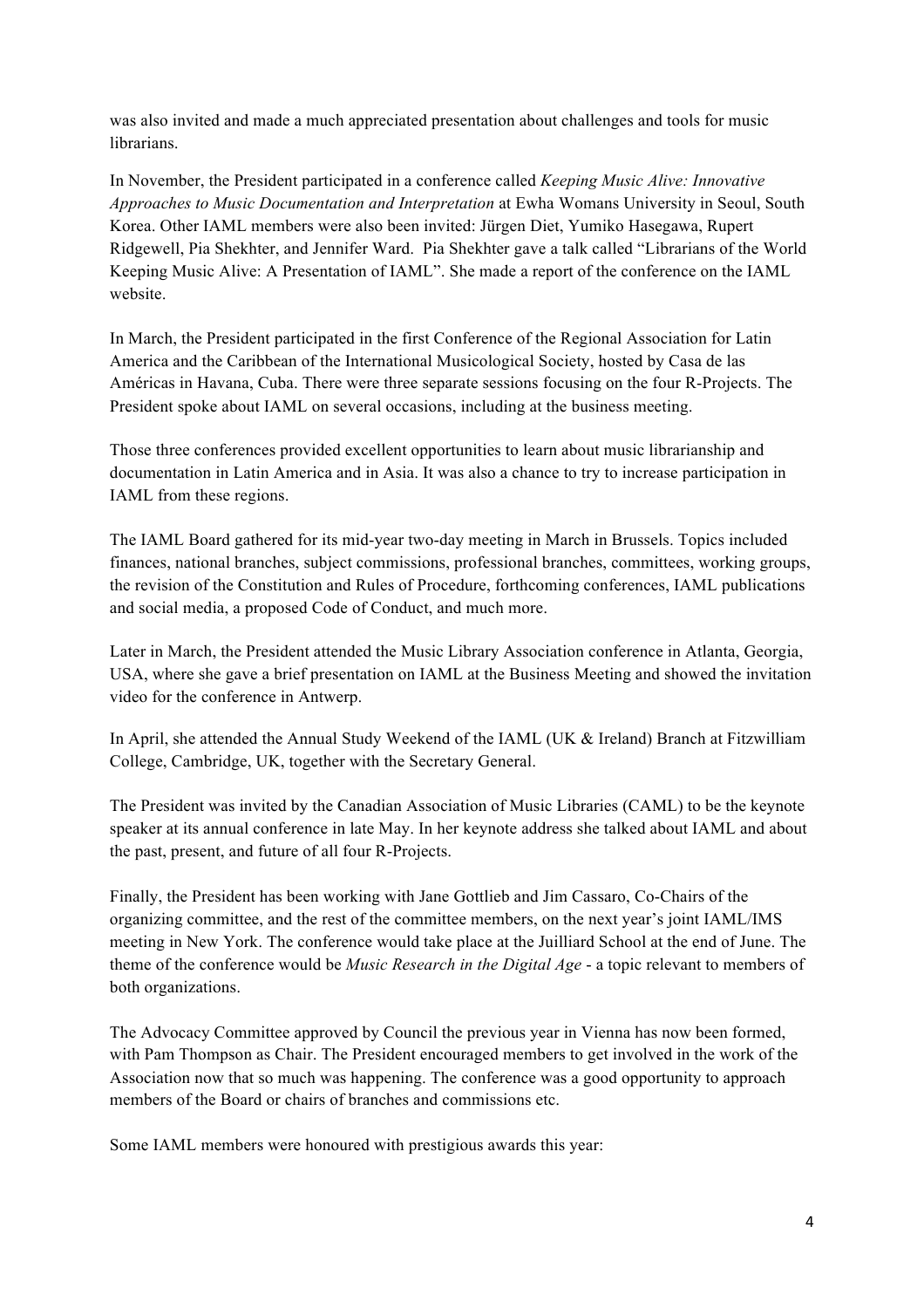was also invited and made a much appreciated presentation about challenges and tools for music librarians.

In November, the President participated in a conference called *Keeping Music Alive: Innovative Approaches to Music Documentation and Interpretation* at Ewha Womans University in Seoul, South Korea. Other IAML members were also been invited: Jürgen Diet, Yumiko Hasegawa, Rupert Ridgewell, Pia Shekhter, and Jennifer Ward. Pia Shekhter gave a talk called "Librarians of the World Keeping Music Alive: A Presentation of IAML". She made a report of the conference on the IAML website.

In March, the President participated in the first Conference of the Regional Association for Latin America and the Caribbean of the International Musicological Society, hosted by Casa de las Américas in Havana, Cuba. There were three separate sessions focusing on the four R-Projects. The President spoke about IAML on several occasions, including at the business meeting.

Those three conferences provided excellent opportunities to learn about music librarianship and documentation in Latin America and in Asia. It was also a chance to try to increase participation in IAML from these regions.

The IAML Board gathered for its mid-year two-day meeting in March in Brussels. Topics included finances, national branches, subject commissions, professional branches, committees, working groups, the revision of the Constitution and Rules of Procedure, forthcoming conferences, IAML publications and social media, a proposed Code of Conduct, and much more.

Later in March, the President attended the Music Library Association conference in Atlanta, Georgia, USA, where she gave a brief presentation on IAML at the Business Meeting and showed the invitation video for the conference in Antwerp.

In April, she attended the Annual Study Weekend of the IAML (UK & Ireland) Branch at Fitzwilliam College, Cambridge, UK, together with the Secretary General.

The President was invited by the Canadian Association of Music Libraries (CAML) to be the keynote speaker at its annual conference in late May. In her keynote address she talked about IAML and about the past, present, and future of all four R-Projects.

Finally, the President has been working with Jane Gottlieb and Jim Cassaro, Co-Chairs of the organizing committee, and the rest of the committee members, on the next year's joint IAML/IMS meeting in New York. The conference would take place at the Juilliard School at the end of June. The theme of the conference would be *Music Research in the Digital Age* - a topic relevant to members of both organizations.

The Advocacy Committee approved by Council the previous year in Vienna has now been formed, with Pam Thompson as Chair. The President encouraged members to get involved in the work of the Association now that so much was happening. The conference was a good opportunity to approach members of the Board or chairs of branches and commissions etc.

Some IAML members were honoured with prestigious awards this year: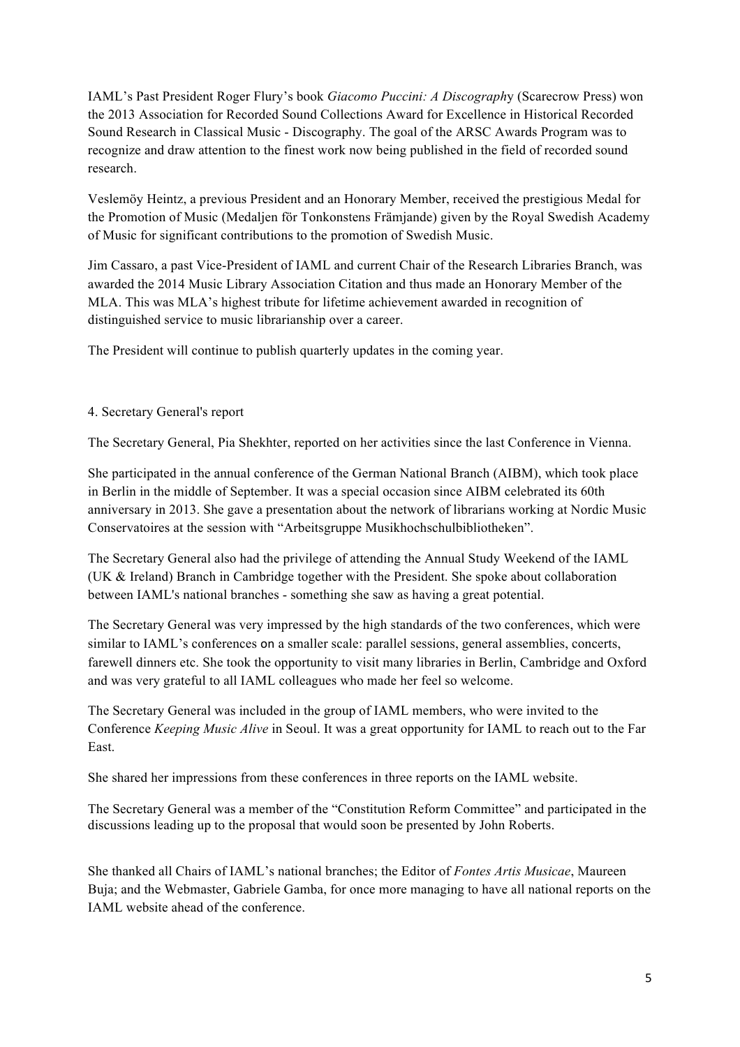IAML's Past President Roger Flury's book *Giacomo Puccini: A Discography* (Scarecrow Press) won the 2013 Association for Recorded Sound Collections Award for Excellence in Historical Recorded Sound Research in Classical Music - Discography. The goal of the ARSC Awards Program was to recognize and draw attention to the finest work now being published in the field of recorded sound research.

Veslemöy Heintz, a previous President and an Honorary Member, received the prestigious Medal for the Promotion of Music (Medaljen för Tonkonstens Främjande) given by the Royal Swedish Academy of Music for significant contributions to the promotion of Swedish Music.

Jim Cassaro, a past Vice-President of IAML and current Chair of the Research Libraries Branch, was awarded the 2014 Music Library Association Citation and thus made an Honorary Member of the MLA. This was MLA's highest tribute for lifetime achievement awarded in recognition of distinguished service to music librarianship over a career.

The President will continue to publish quarterly updates in the coming year.

4. Secretary General's report

The Secretary General, Pia Shekhter, reported on her activities since the last Conference in Vienna.

She participated in the annual conference of the German National Branch (AIBM), which took place in Berlin in the middle of September. It was a special occasion since AIBM celebrated its 60th anniversary in 2013. She gave a presentation about the network of librarians working at Nordic Music Conservatoires at the session with "Arbeitsgruppe Musikhochschulbibliotheken".

The Secretary General also had the privilege of attending the Annual Study Weekend of the IAML (UK & Ireland) Branch in Cambridge together with the President. She spoke about collaboration between IAML's national branches - something she saw as having a great potential.

The Secretary General was very impressed by the high standards of the two conferences, which were similar to IAML's conferences on a smaller scale: parallel sessions, general assemblies, concerts, farewell dinners etc. She took the opportunity to visit many libraries in Berlin, Cambridge and Oxford and was very grateful to all IAML colleagues who made her feel so welcome.

The Secretary General was included in the group of IAML members, who were invited to the Conference *Keeping Music Alive* in Seoul. It was a great opportunity for IAML to reach out to the Far East.

She shared her impressions from these conferences in three reports on the IAML website.

The Secretary General was a member of the "Constitution Reform Committee" and participated in the discussions leading up to the proposal that would soon be presented by John Roberts.

She thanked all Chairs of IAML's national branches; the Editor of *Fontes Artis Musicae*, Maureen Buja; and the Webmaster, Gabriele Gamba, for once more managing to have all national reports on the IAML website ahead of the conference.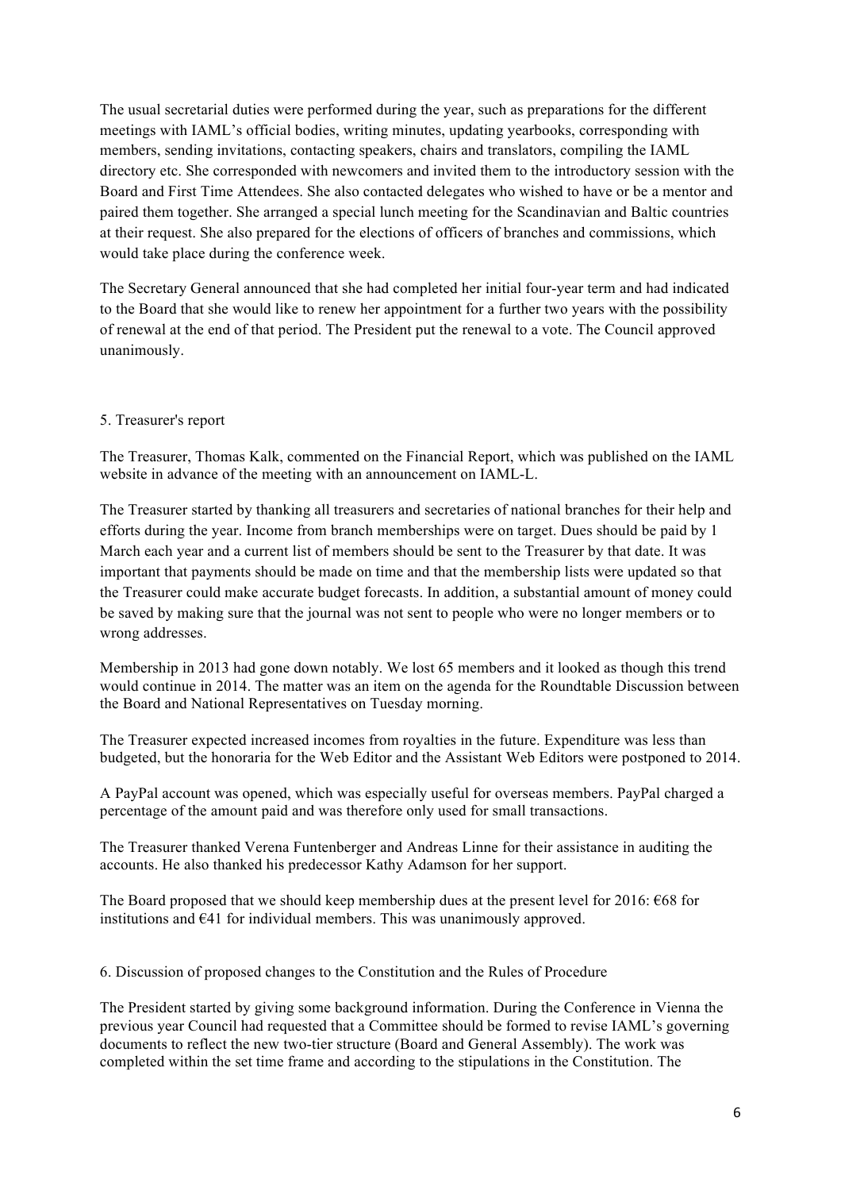The usual secretarial duties were performed during the year, such as preparations for the different meetings with IAML's official bodies, writing minutes, updating yearbooks, corresponding with members, sending invitations, contacting speakers, chairs and translators, compiling the IAML directory etc. She corresponded with newcomers and invited them to the introductory session with the Board and First Time Attendees. She also contacted delegates who wished to have or be a mentor and paired them together. She arranged a special lunch meeting for the Scandinavian and Baltic countries at their request. She also prepared for the elections of officers of branches and commissions, which would take place during the conference week.

The Secretary General announced that she had completed her initial four-year term and had indicated to the Board that she would like to renew her appointment for a further two years with the possibility of renewal at the end of that period. The President put the renewal to a vote. The Council approved unanimously.

## 5. Treasurer's report

The Treasurer, Thomas Kalk, commented on the Financial Report, which was published on the IAML website in advance of the meeting with an announcement on IAML-L.

The Treasurer started by thanking all treasurers and secretaries of national branches for their help and efforts during the year. Income from branch memberships were on target. Dues should be paid by 1 March each year and a current list of members should be sent to the Treasurer by that date. It was important that payments should be made on time and that the membership lists were updated so that the Treasurer could make accurate budget forecasts. In addition, a substantial amount of money could be saved by making sure that the journal was not sent to people who were no longer members or to wrong addresses.

Membership in 2013 had gone down notably. We lost 65 members and it looked as though this trend would continue in 2014. The matter was an item on the agenda for the Roundtable Discussion between the Board and National Representatives on Tuesday morning.

The Treasurer expected increased incomes from royalties in the future. Expenditure was less than budgeted, but the honoraria for the Web Editor and the Assistant Web Editors were postponed to 2014.

A PayPal account was opened, which was especially useful for overseas members. PayPal charged a percentage of the amount paid and was therefore only used for small transactions.

The Treasurer thanked Verena Funtenberger and Andreas Linne for their assistance in auditing the accounts. He also thanked his predecessor Kathy Adamson for her support.

The Board proposed that we should keep membership dues at the present level for 2016: €68 for institutions and €41 for individual members. This was unanimously approved.

## 6. Discussion of proposed changes to the Constitution and the Rules of Procedure

The President started by giving some background information. During the Conference in Vienna the previous year Council had requested that a Committee should be formed to revise IAML's governing documents to reflect the new two-tier structure (Board and General Assembly). The work was completed within the set time frame and according to the stipulations in the Constitution. The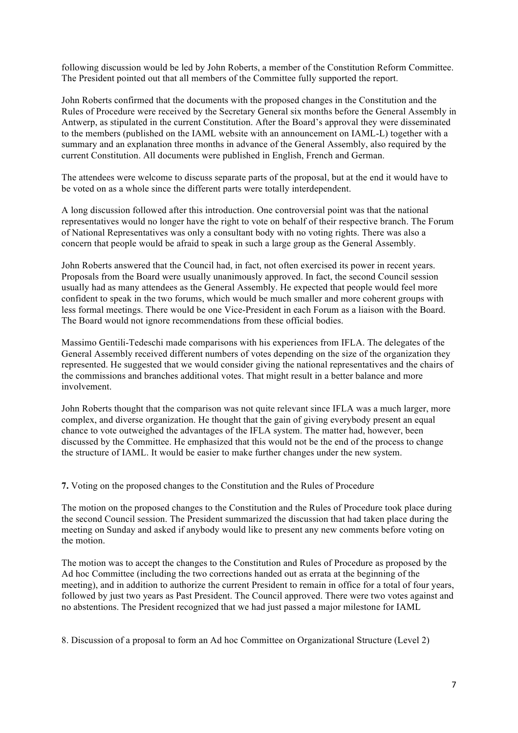following discussion would be led by John Roberts, a member of the Constitution Reform Committee. The President pointed out that all members of the Committee fully supported the report.

John Roberts confirmed that the documents with the proposed changes in the Constitution and the Rules of Procedure were received by the Secretary General six months before the General Assembly in Antwerp, as stipulated in the current Constitution. After the Board's approval they were disseminated to the members (published on the IAML website with an announcement on IAML-L) together with a summary and an explanation three months in advance of the General Assembly, also required by the current Constitution. All documents were published in English, French and German.

The attendees were welcome to discuss separate parts of the proposal, but at the end it would have to be voted on as a whole since the different parts were totally interdependent.

A long discussion followed after this introduction. One controversial point was that the national representatives would no longer have the right to vote on behalf of their respective branch. The Forum of National Representatives was only a consultant body with no voting rights. There was also a concern that people would be afraid to speak in such a large group as the General Assembly.

John Roberts answered that the Council had, in fact, not often exercised its power in recent years. Proposals from the Board were usually unanimously approved. In fact, the second Council session usually had as many attendees as the General Assembly. He expected that people would feel more confident to speak in the two forums, which would be much smaller and more coherent groups with less formal meetings. There would be one Vice-President in each Forum as a liaison with the Board. The Board would not ignore recommendations from these official bodies.

Massimo Gentili-Tedeschi made comparisons with his experiences from IFLA. The delegates of the General Assembly received different numbers of votes depending on the size of the organization they represented. He suggested that we would consider giving the national representatives and the chairs of the commissions and branches additional votes. That might result in a better balance and more involvement.

John Roberts thought that the comparison was not quite relevant since IFLA was a much larger, more complex, and diverse organization. He thought that the gain of giving everybody present an equal chance to vote outweighed the advantages of the IFLA system. The matter had, however, been discussed by the Committee. He emphasized that this would not be the end of the process to change the structure of IAML. It would be easier to make further changes under the new system.

**7.** Voting on the proposed changes to the Constitution and the Rules of Procedure

The motion on the proposed changes to the Constitution and the Rules of Procedure took place during the second Council session. The President summarized the discussion that had taken place during the meeting on Sunday and asked if anybody would like to present any new comments before voting on the motion.

The motion was to accept the changes to the Constitution and Rules of Procedure as proposed by the Ad hoc Committee (including the two corrections handed out as errata at the beginning of the meeting), and in addition to authorize the current President to remain in office for a total of four years, followed by just two years as Past President. The Council approved. There were two votes against and no abstentions. The President recognized that we had just passed a major milestone for IAML

8. Discussion of a proposal to form an Ad hoc Committee on Organizational Structure (Level 2)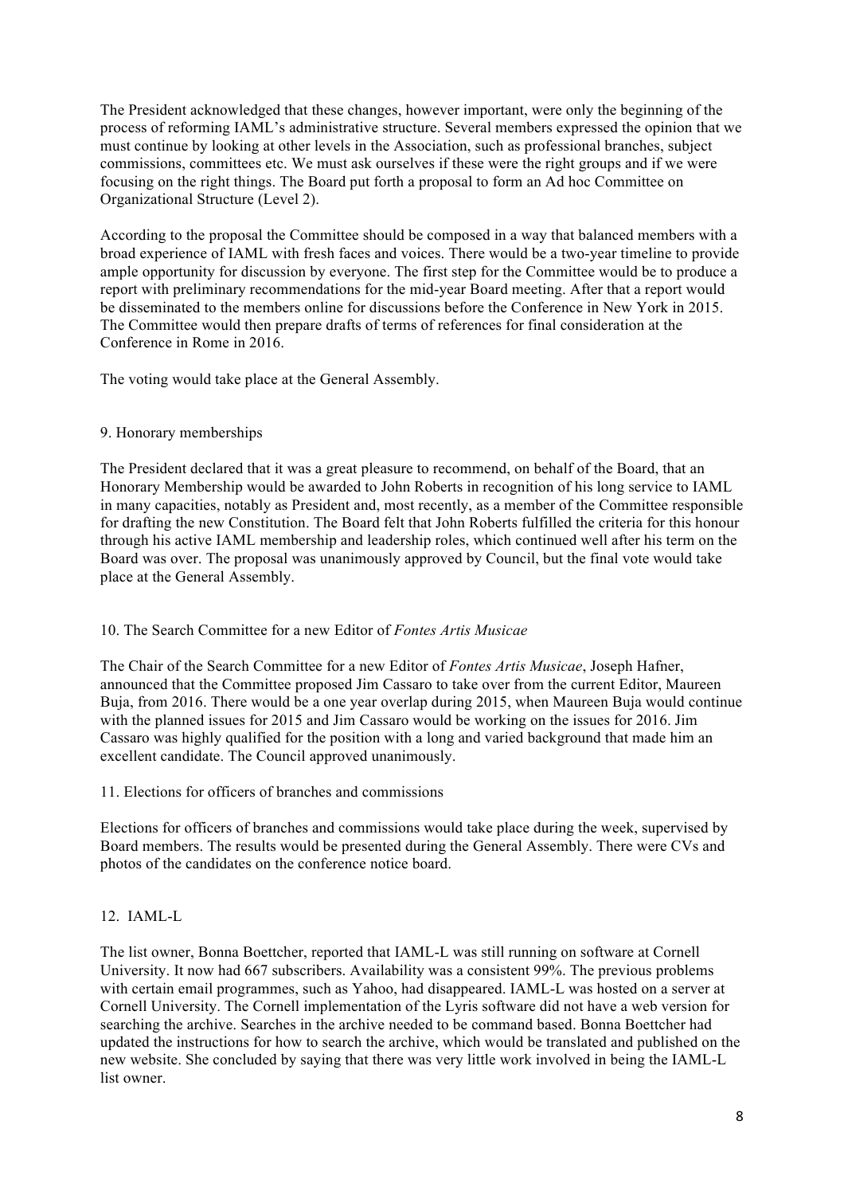The President acknowledged that these changes, however important, were only the beginning of the process of reforming IAML's administrative structure. Several members expressed the opinion that we must continue by looking at other levels in the Association, such as professional branches, subject commissions, committees etc. We must ask ourselves if these were the right groups and if we were focusing on the right things. The Board put forth a proposal to form an Ad hoc Committee on Organizational Structure (Level 2).

According to the proposal the Committee should be composed in a way that balanced members with a broad experience of IAML with fresh faces and voices. There would be a two-year timeline to provide ample opportunity for discussion by everyone. The first step for the Committee would be to produce a report with preliminary recommendations for the mid-year Board meeting. After that a report would be disseminated to the members online for discussions before the Conference in New York in 2015. The Committee would then prepare drafts of terms of references for final consideration at the Conference in Rome in 2016.

The voting would take place at the General Assembly.

## 9. Honorary memberships

The President declared that it was a great pleasure to recommend, on behalf of the Board, that an Honorary Membership would be awarded to John Roberts in recognition of his long service to IAML in many capacities, notably as President and, most recently, as a member of the Committee responsible for drafting the new Constitution. The Board felt that John Roberts fulfilled the criteria for this honour through his active IAML membership and leadership roles, which continued well after his term on the Board was over. The proposal was unanimously approved by Council, but the final vote would take place at the General Assembly.

## 10. The Search Committee for a new Editor of *Fontes Artis Musicae*

The Chair of the Search Committee for a new Editor of *Fontes Artis Musicae*, Joseph Hafner, announced that the Committee proposed Jim Cassaro to take over from the current Editor, Maureen Buja, from 2016. There would be a one year overlap during 2015, when Maureen Buja would continue with the planned issues for 2015 and Jim Cassaro would be working on the issues for 2016. Jim Cassaro was highly qualified for the position with a long and varied background that made him an excellent candidate. The Council approved unanimously.

## 11. Elections for officers of branches and commissions

Elections for officers of branches and commissions would take place during the week, supervised by Board members. The results would be presented during the General Assembly. There were CVs and photos of the candidates on the conference notice board.

## 12. IAML-L

The list owner, Bonna Boettcher, reported that IAML-L was still running on software at Cornell University. It now had 667 subscribers. Availability was a consistent 99%. The previous problems with certain email programmes, such as Yahoo, had disappeared. IAML-L was hosted on a server at Cornell University. The Cornell implementation of the Lyris software did not have a web version for searching the archive. Searches in the archive needed to be command based. Bonna Boettcher had updated the instructions for how to search the archive, which would be translated and published on the new website. She concluded by saying that there was very little work involved in being the IAML-L list owner.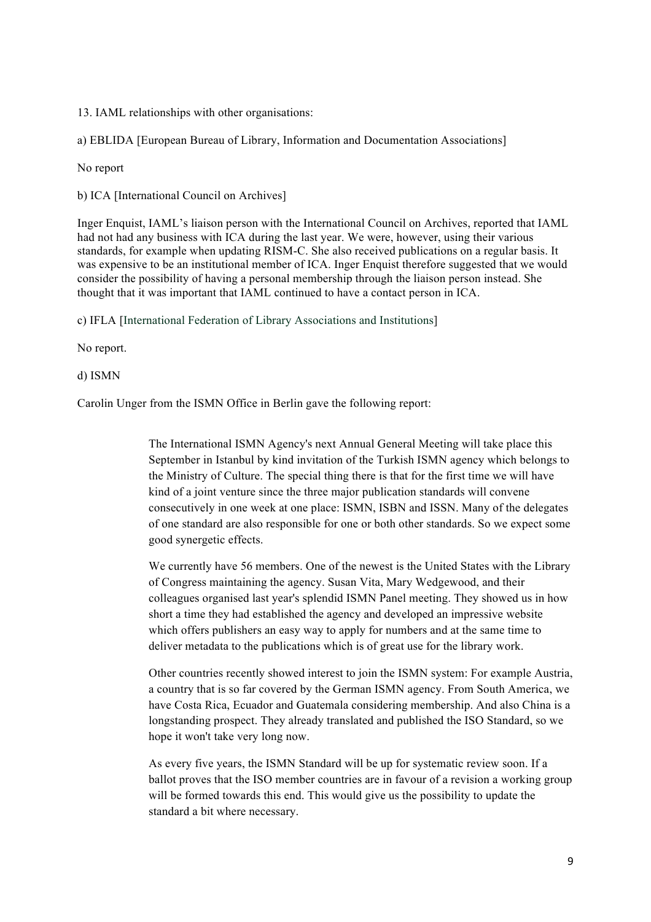13. IAML relationships with other organisations:

a) EBLIDA [European Bureau of Library, Information and Documentation Associations]

No report

b) ICA [International Council on Archives]

Inger Enquist, IAML's liaison person with the International Council on Archives, reported that IAML had not had any business with ICA during the last year. We were, however, using their various standards, for example when updating RISM-C. She also received publications on a regular basis. It was expensive to be an institutional member of ICA. Inger Enquist therefore suggested that we would consider the possibility of having a personal membership through the liaison person instead. She thought that it was important that IAML continued to have a contact person in ICA.

c) IFLA [International Federation of Library Associations and Institutions]

No report.

d) ISMN

Carolin Unger from the ISMN Office in Berlin gave the following report:

> The International ISMN Agency's next Annual General Meeting will take place this September in Istanbul by kind invitation of the Turkish ISMN agency which belongs to the Ministry of Culture. The special thing there is that for the first time we will have kind of a joint venture since the three major publication standards will convene consecutively in one week at one place: ISMN, ISBN and ISSN. Many of the delegates of one standard are also responsible for one or both other standards. So we expect some good synergetic effects.
>
> We currently have 56 members. One of the newest is the United States with the Library of Congress maintaining the agency. Susan Vita, Mary Wedgewood, and their colleagues organised last year's splendid ISMN Panel meeting. They showed us in how short a time they had established the agency and developed an impressive website which offers publishers an easy way to apply for numbers and at the same time to deliver metadata to the publications which is of great use for the library work.
>
> Other countries recently showed interest to join the ISMN system: For example Austria, a country that is so far covered by the German ISMN agency. From South America, we have Costa Rica, Ecuador and Guatemala considering membership. And also China is a longstanding prospect. They already translated and published the ISO Standard, so we hope it won't take very long now.
>
> As every five years, the ISMN Standard will be up for systematic review soon. If a ballot proves that the ISO member countries are in favour of a revision a working group will be formed towards this end. This would give us the possibility to update the standard a bit where necessary.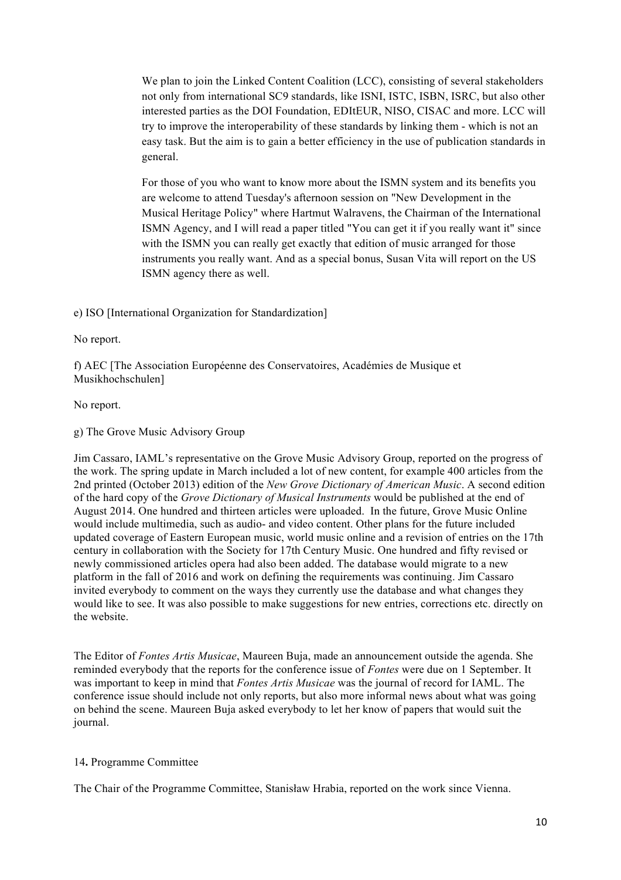We plan to join the Linked Content Coalition (LCC), consisting of several stakeholders not only from international SC9 standards, like ISNI, ISTC, ISBN, ISRC, but also other interested parties as the DOI Foundation, EDItEUR, NISO, CISAC and more. LCC will try to improve the interoperability of these standards by linking them - which is not an easy task. But the aim is to gain a better efficiency in the use of publication standards in general.

For those of you who want to know more about the ISMN system and its benefits you are welcome to attend Tuesday's afternoon session on "New Development in the Musical Heritage Policy" where Hartmut Walravens, the Chairman of the International ISMN Agency, and I will read a paper titled "You can get it if you really want it" since with the ISMN you can really get exactly that edition of music arranged for those instruments you really want. And as a special bonus, Susan Vita will report on the US ISMN agency there as well.

e) ISO [International Organization for Standardization]

No report.

f) AEC [The Association Européenne des Conservatoires, Académies de Musique et Musikhochschulen]

No report.

g) The Grove Music Advisory Group

Jim Cassaro, IAML's representative on the Grove Music Advisory Group, reported on the progress of the work. The spring update in March included a lot of new content, for example 400 articles from the 2nd printed (October 2013) edition of the *New Grove Dictionary of American Music*. A second edition of the hard copy of the *Grove Dictionary of Musical Instruments* would be published at the end of August 2014. One hundred and thirteen articles were uploaded. In the future, Grove Music Online would include multimedia, such as audio- and video content. Other plans for the future included updated coverage of Eastern European music, world music online and a revision of entries on the 17th century in collaboration with the Society for 17th Century Music. One hundred and fifty revised or newly commissioned articles opera had also been added. The database would migrate to a new platform in the fall of 2016 and work on defining the requirements was continuing. Jim Cassaro invited everybody to comment on the ways they currently use the database and what changes they would like to see. It was also possible to make suggestions for new entries, corrections etc. directly on the website.

The Editor of *Fontes Artis Musicae*, Maureen Buja, made an announcement outside the agenda. She reminded everybody that the reports for the conference issue of *Fontes* were due on 1 September. It was important to keep in mind that *Fontes Artis Musicae* was the journal of record for IAML. The conference issue should include not only reports, but also more informal news about what was going on behind the scene. Maureen Buja asked everybody to let her know of papers that would suit the journal.

14**.** Programme Committee

The Chair of the Programme Committee, Stanisław Hrabia, reported on the work since Vienna.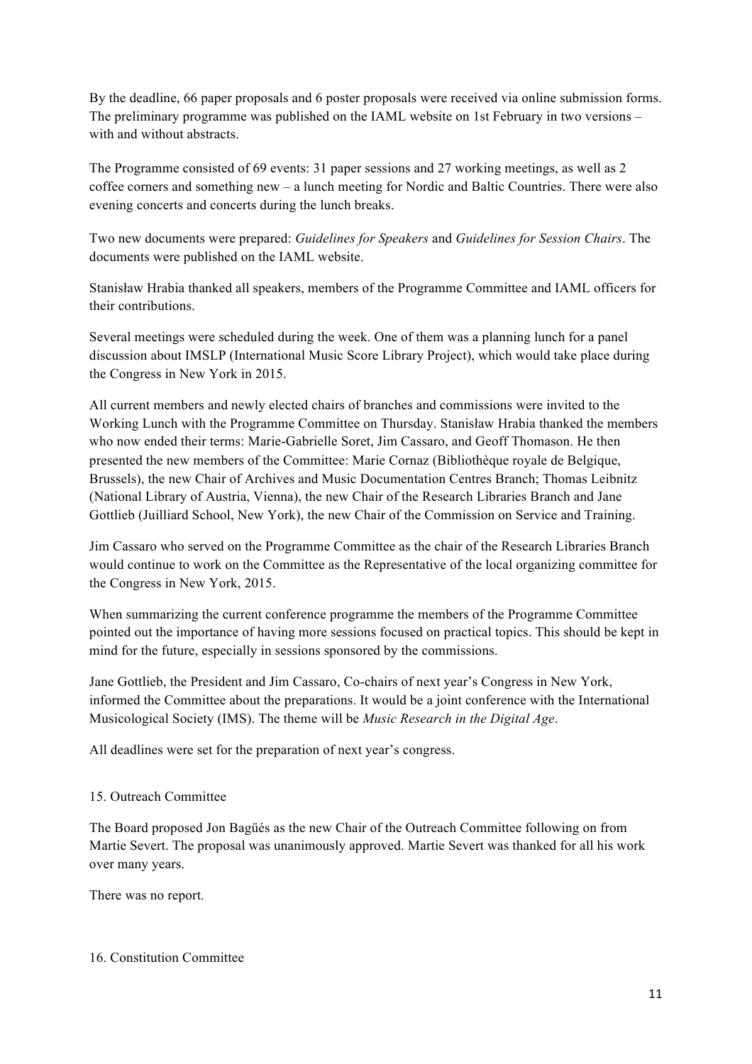By the deadline, 66 paper proposals and 6 poster proposals were received via online submission forms. The preliminary programme was published on the IAML website on 1st February in two versions – with and without abstracts.

The Programme consisted of 69 events: 31 paper sessions and 27 working meetings, as well as 2 coffee corners and something new – a lunch meeting for Nordic and Baltic Countries. There were also evening concerts and concerts during the lunch breaks.

Two new documents were prepared: *Guidelines for Speakers* and *Guidelines for Session Chairs*. The documents were published on the IAML website.

Stanisław Hrabia thanked all speakers, members of the Programme Committee and IAML officers for their contributions.

Several meetings were scheduled during the week. One of them was a planning lunch for a panel discussion about IMSLP (International Music Score Library Project), which would take place during the Congress in New York in 2015.

All current members and newly elected chairs of branches and commissions were invited to the Working Lunch with the Programme Committee on Thursday. Stanisław Hrabia thanked the members who now ended their terms: Marie-Gabrielle Soret, Jim Cassaro, and Geoff Thomason. He then presented the new members of the Committee: Marie Cornaz (Bibliothèque royale de Belgique, Brussels), the new Chair of Archives and Music Documentation Centres Branch; Thomas Leibnitz (National Library of Austria, Vienna), the new Chair of the Research Libraries Branch and Jane Gottlieb (Juilliard School, New York), the new Chair of the Commission on Service and Training.

Jim Cassaro who served on the Programme Committee as the chair of the Research Libraries Branch would continue to work on the Committee as the Representative of the local organizing committee for the Congress in New York, 2015.

When summarizing the current conference programme the members of the Programme Committee pointed out the importance of having more sessions focused on practical topics. This should be kept in mind for the future, especially in sessions sponsored by the commissions.

Jane Gottlieb, the President and Jim Cassaro, Co-chairs of next year's Congress in New York, informed the Committee about the preparations. It would be a joint conference with the International Musicological Society (IMS). The theme will be *Music Research in the Digital Age*.

All deadlines were set for the preparation of next year's congress.

## 15. Outreach Committee

The Board proposed Jon Bagüés as the new Chair of the Outreach Committee following on from Martie Severt. The proposal was unanimously approved. Martie Severt was thanked for all his work over many years.

There was no report.

## 16. Constitution Committee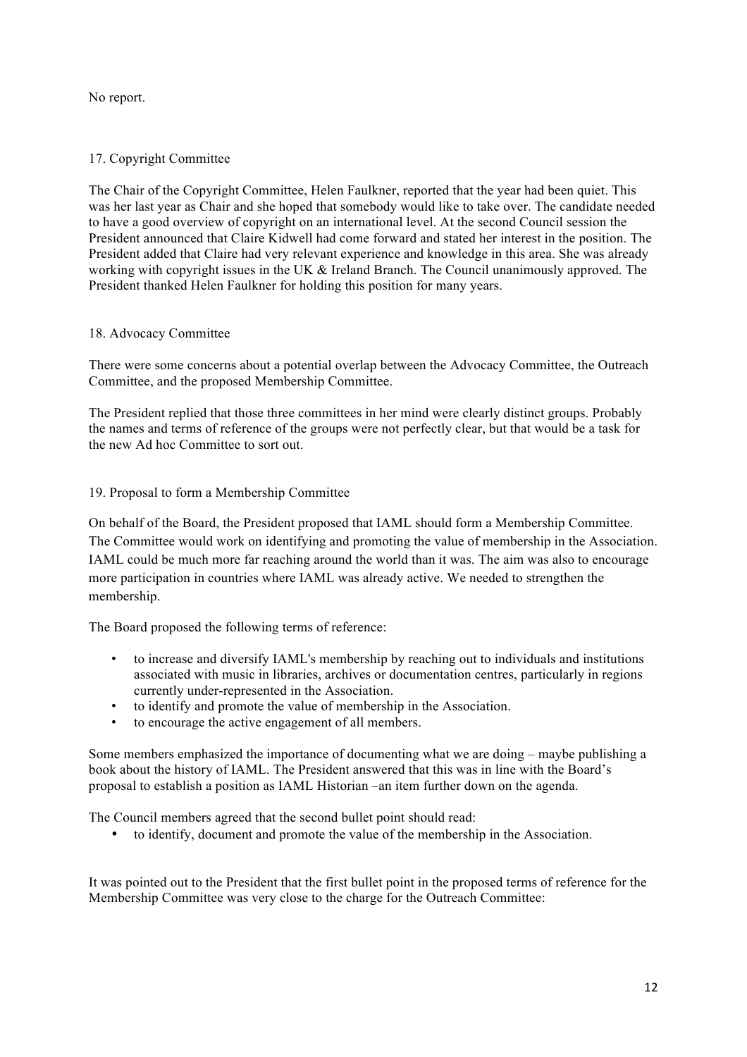No report.

## 17. Copyright Committee

The Chair of the Copyright Committee, Helen Faulkner, reported that the year had been quiet. This was her last year as Chair and she hoped that somebody would like to take over. The candidate needed to have a good overview of copyright on an international level. At the second Council session the President announced that Claire Kidwell had come forward and stated her interest in the position. The President added that Claire had very relevant experience and knowledge in this area. She was already working with copyright issues in the UK & Ireland Branch. The Council unanimously approved. The President thanked Helen Faulkner for holding this position for many years.

## 18. Advocacy Committee

There were some concerns about a potential overlap between the Advocacy Committee, the Outreach Committee, and the proposed Membership Committee.

The President replied that those three committees in her mind were clearly distinct groups. Probably the names and terms of reference of the groups were not perfectly clear, but that would be a task for the new Ad hoc Committee to sort out.

## 19. Proposal to form a Membership Committee

On behalf of the Board, the President proposed that IAML should form a Membership Committee. The Committee would work on identifying and promoting the value of membership in the Association. IAML could be much more far reaching around the world than it was. The aim was also to encourage more participation in countries where IAML was already active. We needed to strengthen the membership.

The Board proposed the following terms of reference:

- to increase and diversify IAML's membership by reaching out to individuals and institutions associated with music in libraries, archives or documentation centres, particularly in regions currently under-represented in the Association.
- to identify and promote the value of membership in the Association.
- to encourage the active engagement of all members.

Some members emphasized the importance of documenting what we are doing – maybe publishing a book about the history of IAML. The President answered that this was in line with the Board's proposal to establish a position as IAML Historian –an item further down on the agenda.

The Council members agreed that the second bullet point should read:

- to identify, document and promote the value of the membership in the Association.

It was pointed out to the President that the first bullet point in the proposed terms of reference for the Membership Committee was very close to the charge for the Outreach Committee: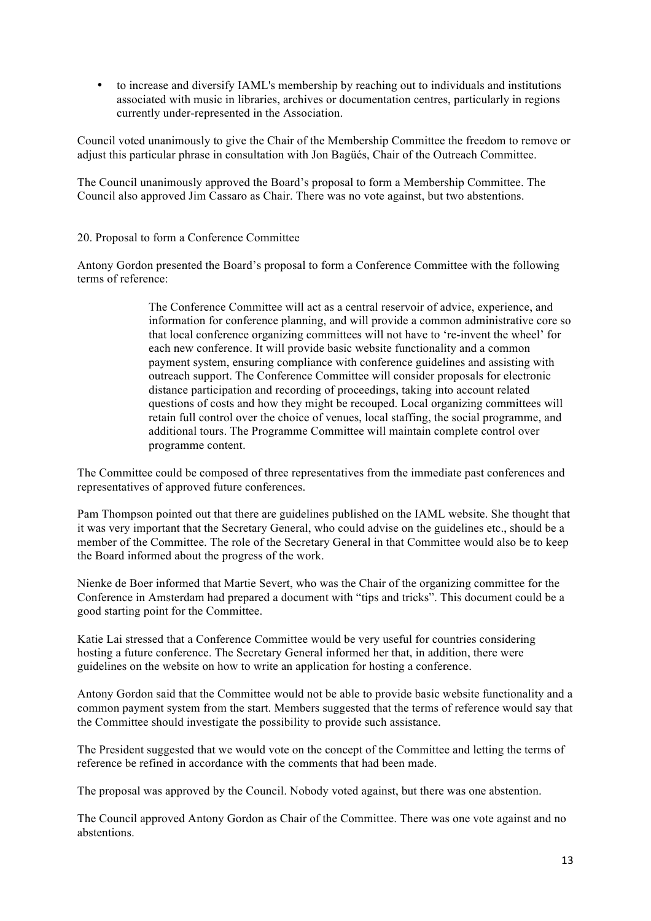- to increase and diversify IAML's membership by reaching out to individuals and institutions associated with music in libraries, archives or documentation centres, particularly in regions currently under-represented in the Association.

Council voted unanimously to give the Chair of the Membership Committee the freedom to remove or adjust this particular phrase in consultation with Jon Bagüés, Chair of the Outreach Committee.

The Council unanimously approved the Board's proposal to form a Membership Committee. The Council also approved Jim Cassaro as Chair. There was no vote against, but two abstentions.

20. Proposal to form a Conference Committee

Antony Gordon presented the Board's proposal to form a Conference Committee with the following terms of reference:

> The Conference Committee will act as a central reservoir of advice, experience, and information for conference planning, and will provide a common administrative core so that local conference organizing committees will not have to 're-invent the wheel' for each new conference. It will provide basic website functionality and a common payment system, ensuring compliance with conference guidelines and assisting with outreach support. The Conference Committee will consider proposals for electronic distance participation and recording of proceedings, taking into account related questions of costs and how they might be recouped. Local organizing committees will retain full control over the choice of venues, local staffing, the social programme, and additional tours. The Programme Committee will maintain complete control over programme content.

The Committee could be composed of three representatives from the immediate past conferences and representatives of approved future conferences.

Pam Thompson pointed out that there are guidelines published on the IAML website. She thought that it was very important that the Secretary General, who could advise on the guidelines etc., should be a member of the Committee. The role of the Secretary General in that Committee would also be to keep the Board informed about the progress of the work.

Nienke de Boer informed that Martie Severt, who was the Chair of the organizing committee for the Conference in Amsterdam had prepared a document with "tips and tricks". This document could be a good starting point for the Committee.

Katie Lai stressed that a Conference Committee would be very useful for countries considering hosting a future conference. The Secretary General informed her that, in addition, there were guidelines on the website on how to write an application for hosting a conference.

Antony Gordon said that the Committee would not be able to provide basic website functionality and a common payment system from the start. Members suggested that the terms of reference would say that the Committee should investigate the possibility to provide such assistance.

The President suggested that we would vote on the concept of the Committee and letting the terms of reference be refined in accordance with the comments that had been made.

The proposal was approved by the Council. Nobody voted against, but there was one abstention.

The Council approved Antony Gordon as Chair of the Committee. There was one vote against and no abstentions.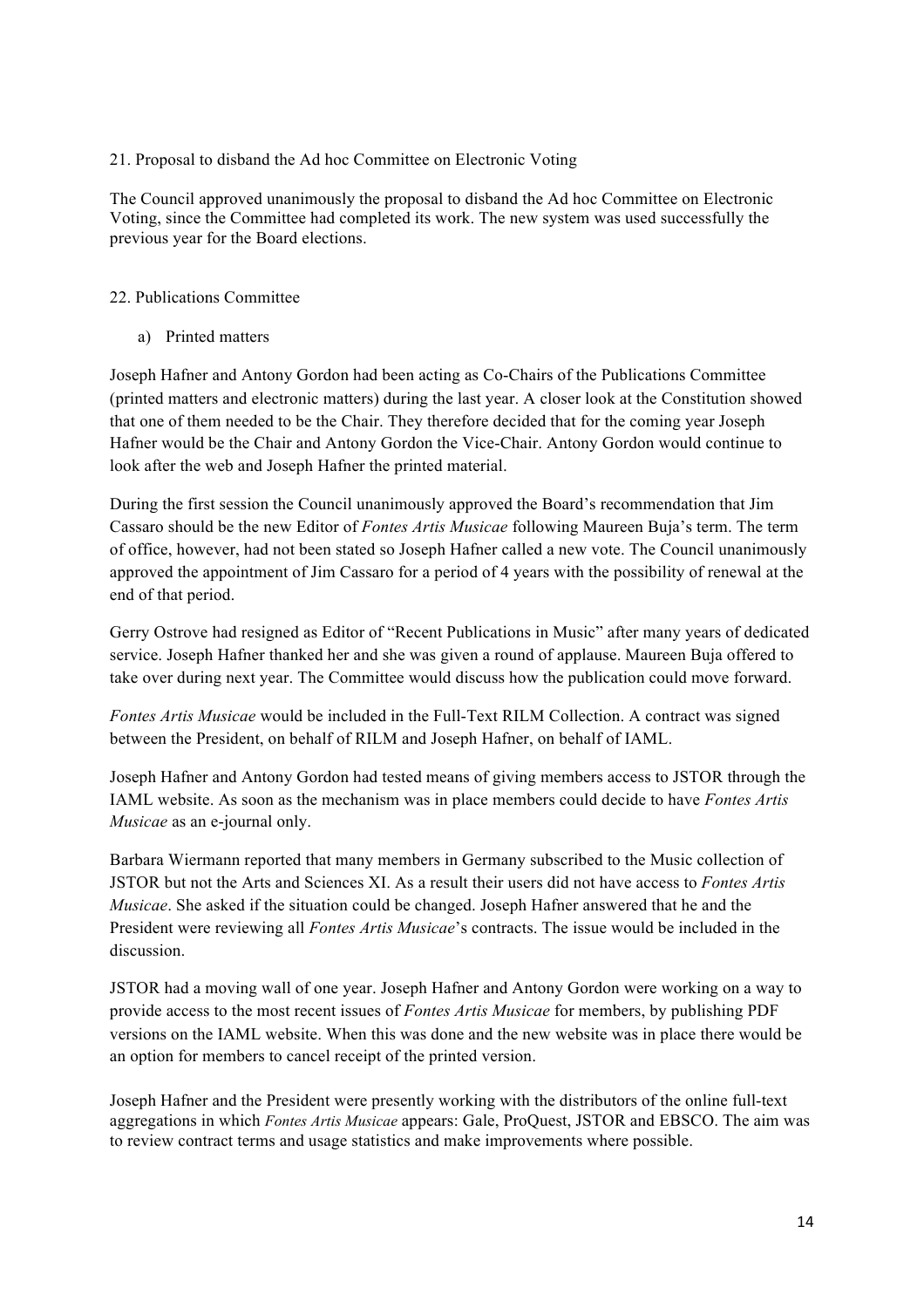21. Proposal to disband the Ad hoc Committee on Electronic Voting

The Council approved unanimously the proposal to disband the Ad hoc Committee on Electronic Voting, since the Committee had completed its work. The new system was used successfully the previous year for the Board elections.

22. Publications Committee

a) Printed matters

Joseph Hafner and Antony Gordon had been acting as Co-Chairs of the Publications Committee (printed matters and electronic matters) during the last year. A closer look at the Constitution showed that one of them needed to be the Chair. They therefore decided that for the coming year Joseph Hafner would be the Chair and Antony Gordon the Vice-Chair. Antony Gordon would continue to look after the web and Joseph Hafner the printed material.

During the first session the Council unanimously approved the Board's recommendation that Jim Cassaro should be the new Editor of *Fontes Artis Musicae* following Maureen Buja's term. The term of office, however, had not been stated so Joseph Hafner called a new vote. The Council unanimously approved the appointment of Jim Cassaro for a period of 4 years with the possibility of renewal at the end of that period.

Gerry Ostrove had resigned as Editor of "Recent Publications in Music" after many years of dedicated service. Joseph Hafner thanked her and she was given a round of applause. Maureen Buja offered to take over during next year. The Committee would discuss how the publication could move forward.

*Fontes Artis Musicae* would be included in the Full-Text RILM Collection. A contract was signed between the President, on behalf of RILM and Joseph Hafner, on behalf of IAML.

Joseph Hafner and Antony Gordon had tested means of giving members access to JSTOR through the IAML website. As soon as the mechanism was in place members could decide to have *Fontes Artis Musicae* as an e-journal only.

Barbara Wiermann reported that many members in Germany subscribed to the Music collection of JSTOR but not the Arts and Sciences XI. As a result their users did not have access to *Fontes Artis Musicae*. She asked if the situation could be changed. Joseph Hafner answered that he and the President were reviewing all *Fontes Artis Musicae*'s contracts. The issue would be included in the discussion.

JSTOR had a moving wall of one year. Joseph Hafner and Antony Gordon were working on a way to provide access to the most recent issues of *Fontes Artis Musicae* for members, by publishing PDF versions on the IAML website. When this was done and the new website was in place there would be an option for members to cancel receipt of the printed version.

Joseph Hafner and the President were presently working with the distributors of the online full-text aggregations in which *Fontes Artis Musicae* appears: Gale, ProQuest, JSTOR and EBSCO. The aim was to review contract terms and usage statistics and make improvements where possible.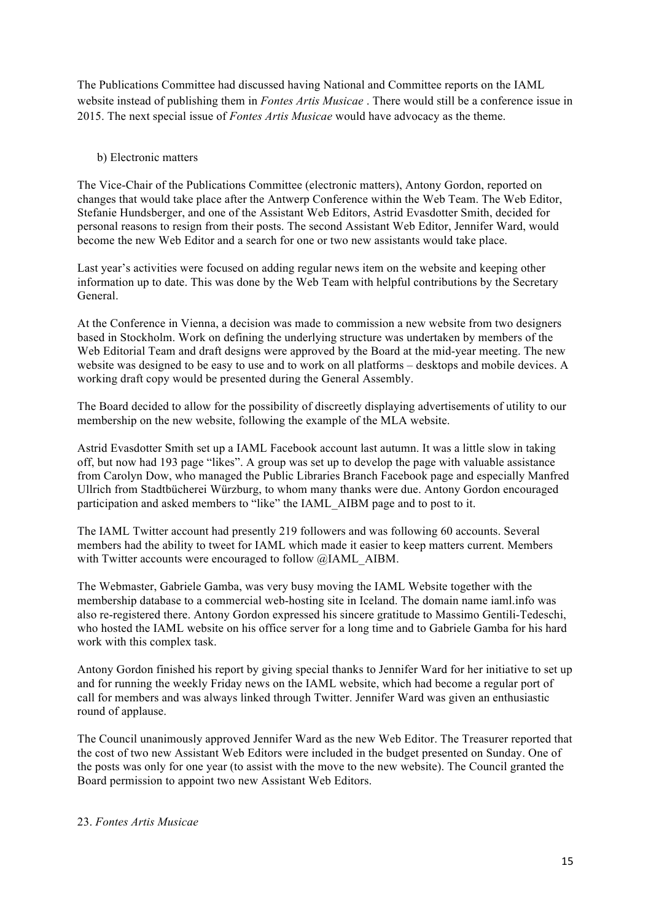The Publications Committee had discussed having National and Committee reports on the IAML website instead of publishing them in *Fontes Artis Musicae* . There would still be a conference issue in 2015. The next special issue of *Fontes Artis Musicae* would have advocacy as the theme.

b) Electronic matters

The Vice-Chair of the Publications Committee (electronic matters), Antony Gordon, reported on changes that would take place after the Antwerp Conference within the Web Team. The Web Editor, Stefanie Hundsberger, and one of the Assistant Web Editors, Astrid Evasdotter Smith, decided for personal reasons to resign from their posts. The second Assistant Web Editor, Jennifer Ward, would become the new Web Editor and a search for one or two new assistants would take place.

Last year's activities were focused on adding regular news item on the website and keeping other information up to date. This was done by the Web Team with helpful contributions by the Secretary General.

At the Conference in Vienna, a decision was made to commission a new website from two designers based in Stockholm. Work on defining the underlying structure was undertaken by members of the Web Editorial Team and draft designs were approved by the Board at the mid-year meeting. The new website was designed to be easy to use and to work on all platforms – desktops and mobile devices. A working draft copy would be presented during the General Assembly.

The Board decided to allow for the possibility of discreetly displaying advertisements of utility to our membership on the new website, following the example of the MLA website.

Astrid Evasdotter Smith set up a IAML Facebook account last autumn. It was a little slow in taking off, but now had 193 page "likes". A group was set up to develop the page with valuable assistance from Carolyn Dow, who managed the Public Libraries Branch Facebook page and especially Manfred Ullrich from Stadtbücherei Würzburg, to whom many thanks were due. Antony Gordon encouraged participation and asked members to "like" the IAML_AIBM page and to post to it.

The IAML Twitter account had presently 219 followers and was following 60 accounts. Several members had the ability to tweet for IAML which made it easier to keep matters current. Members with Twitter accounts were encouraged to follow @IAML_AIBM.

The Webmaster, Gabriele Gamba, was very busy moving the IAML Website together with the membership database to a commercial web-hosting site in Iceland. The domain name iaml.info was also re-registered there. Antony Gordon expressed his sincere gratitude to Massimo Gentili-Tedeschi, who hosted the IAML website on his office server for a long time and to Gabriele Gamba for his hard work with this complex task.

Antony Gordon finished his report by giving special thanks to Jennifer Ward for her initiative to set up and for running the weekly Friday news on the IAML website, which had become a regular port of call for members and was always linked through Twitter. Jennifer Ward was given an enthusiastic round of applause.

The Council unanimously approved Jennifer Ward as the new Web Editor. The Treasurer reported that the cost of two new Assistant Web Editors were included in the budget presented on Sunday. One of the posts was only for one year (to assist with the move to the new website). The Council granted the Board permission to appoint two new Assistant Web Editors.

23. *Fontes Artis Musicae*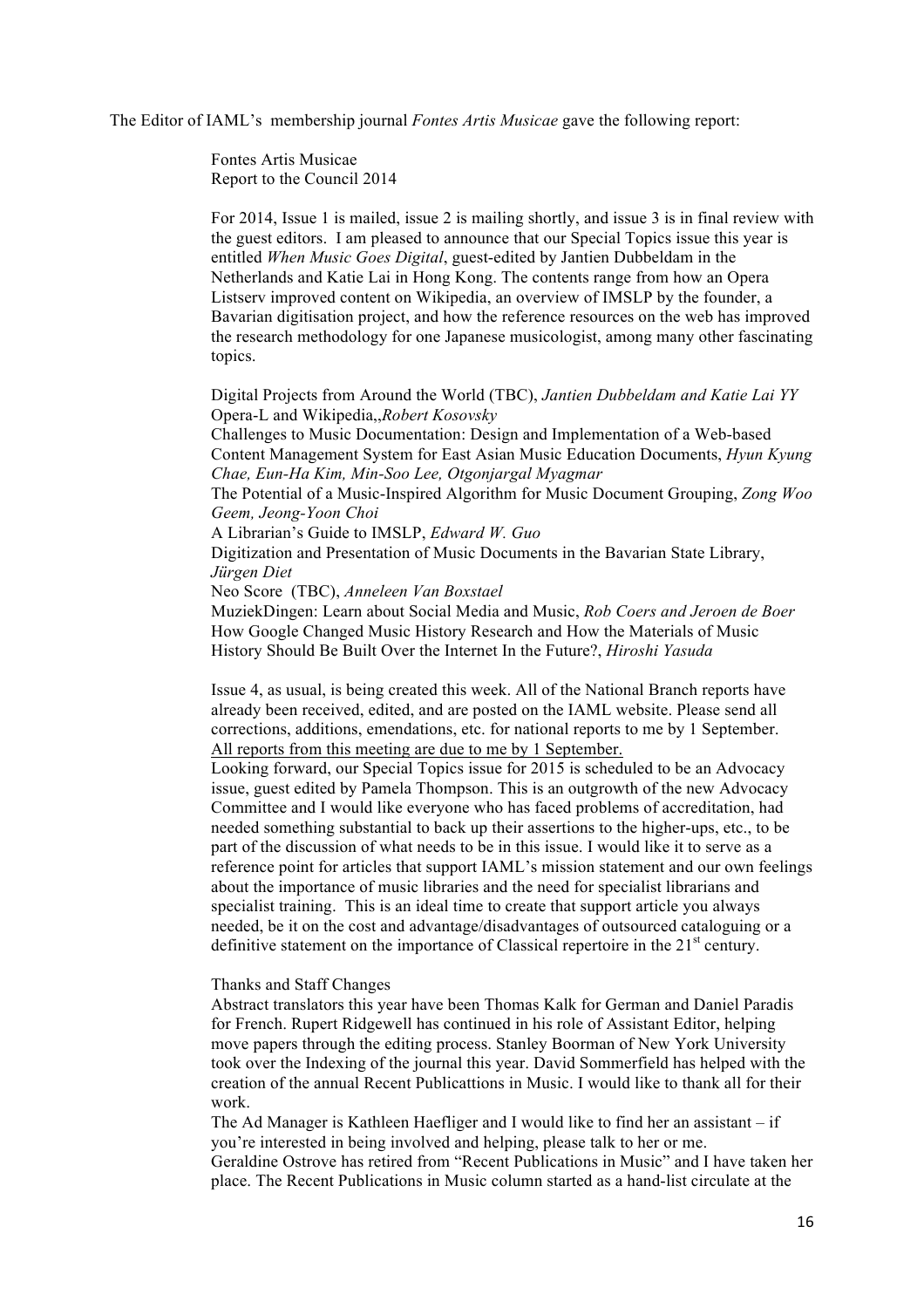The Editor of IAML's membership journal *Fontes Artis Musicae* gave the following report:

Fontes Artis Musicae
Report to the Council 2014

For 2014, Issue 1 is mailed, issue 2 is mailing shortly, and issue 3 is in final review with the guest editors. I am pleased to announce that our Special Topics issue this year is entitled *When Music Goes Digital*, guest-edited by Jantien Dubbeldam in the Netherlands and Katie Lai in Hong Kong. The contents range from how an Opera Listserv improved content on Wikipedia, an overview of IMSLP by the founder, a Bavarian digitisation project, and how the reference resources on the web has improved the research methodology for one Japanese musicologist, among many other fascinating topics.

Digital Projects from Around the World (TBC), *Jantien Dubbeldam and Katie Lai YY*
Opera-L and Wikipedia,,*Robert Kosovsky*
Challenges to Music Documentation: Design and Implementation of a Web-based Content Management System for East Asian Music Education Documents, *Hyun Kyung Chae, Eun-Ha Kim, Min-Soo Lee, Otgonjargal Myagmar*
The Potential of a Music-Inspired Algorithm for Music Document Grouping, *Zong Woo Geem, Jeong-Yoon Choi*
A Librarian's Guide to IMSLP, *Edward W. Guo*
Digitization and Presentation of Music Documents in the Bavarian State Library, *Jürgen Diet*
Neo Score (TBC), *Anneleen Van Boxstael*
MuziekDingen: Learn about Social Media and Music, *Rob Coers and Jeroen de Boer*
How Google Changed Music History Research and How the Materials of Music History Should Be Built Over the Internet In the Future?, *Hiroshi Yasuda*

Issue 4, as usual, is being created this week. All of the National Branch reports have already been received, edited, and are posted on the IAML website. Please send all corrections, additions, emendations, etc. for national reports to me by 1 September. <u>All reports from this meeting are due to me by 1 September.</u>
Looking forward, our Special Topics issue for 2015 is scheduled to be an Advocacy issue, guest edited by Pamela Thompson. This is an outgrowth of the new Advocacy Committee and I would like everyone who has faced problems of accreditation, had needed something substantial to back up their assertions to the higher-ups, etc., to be part of the discussion of what needs to be in this issue. I would like it to serve as a reference point for articles that support IAML's mission statement and our own feelings about the importance of music libraries and the need for specialist librarians and specialist training. This is an ideal time to create that support article you always needed, be it on the cost and advantage/disadvantages of outsourced cataloguing or a definitive statement on the importance of Classical repertoire in the 21st century.

Thanks and Staff Changes
Abstract translators this year have been Thomas Kalk for German and Daniel Paradis for French. Rupert Ridgewell has continued in his role of Assistant Editor, helping move papers through the editing process. Stanley Boorman of New York University took over the Indexing of the journal this year. David Sommerfield has helped with the creation of the annual Recent Publicattions in Music. I would like to thank all for their work.
The Ad Manager is Kathleen Haefliger and I would like to find her an assistant – if you're interested in being involved and helping, please talk to her or me.
Geraldine Ostrove has retired from "Recent Publications in Music" and I have taken her place. The Recent Publications in Music column started as a hand-list circulate at the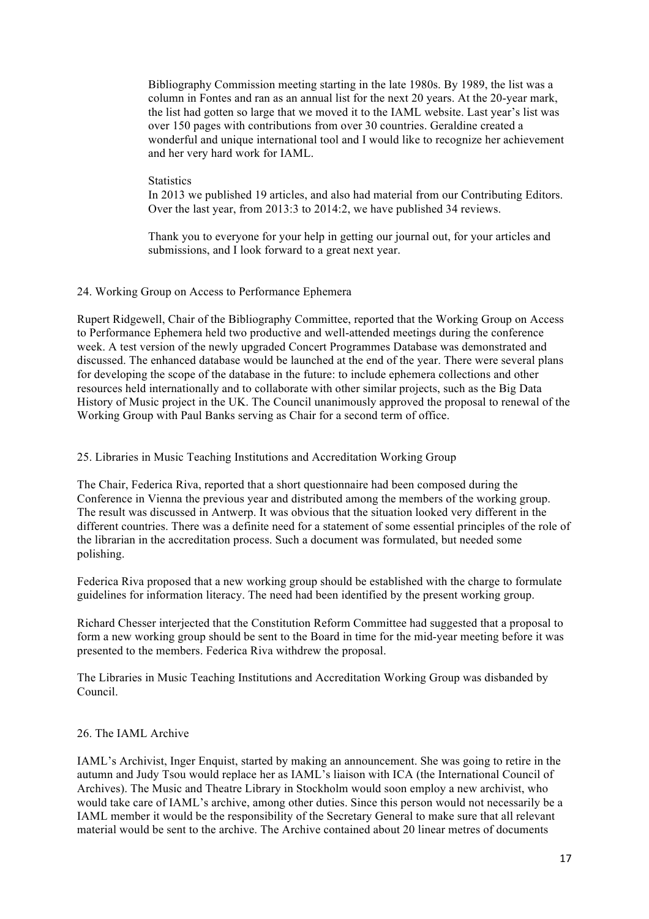Bibliography Commission meeting starting in the late 1980s. By 1989, the list was a column in Fontes and ran as an annual list for the next 20 years. At the 20-year mark, the list had gotten so large that we moved it to the IAML website. Last year's list was over 150 pages with contributions from over 30 countries. Geraldine created a wonderful and unique international tool and I would like to recognize her achievement and her very hard work for IAML.

Statistics

In 2013 we published 19 articles, and also had material from our Contributing Editors. Over the last year, from 2013:3 to 2014:2, we have published 34 reviews.

Thank you to everyone for your help in getting our journal out, for your articles and submissions, and I look forward to a great next year.

## 24. Working Group on Access to Performance Ephemera

Rupert Ridgewell, Chair of the Bibliography Committee, reported that the Working Group on Access to Performance Ephemera held two productive and well-attended meetings during the conference week. A test version of the newly upgraded Concert Programmes Database was demonstrated and discussed. The enhanced database would be launched at the end of the year. There were several plans for developing the scope of the database in the future: to include ephemera collections and other resources held internationally and to collaborate with other similar projects, such as the Big Data History of Music project in the UK. The Council unanimously approved the proposal to renewal of the Working Group with Paul Banks serving as Chair for a second term of office.

## 25. Libraries in Music Teaching Institutions and Accreditation Working Group

The Chair, Federica Riva, reported that a short questionnaire had been composed during the Conference in Vienna the previous year and distributed among the members of the working group. The result was discussed in Antwerp. It was obvious that the situation looked very different in the different countries. There was a definite need for a statement of some essential principles of the role of the librarian in the accreditation process. Such a document was formulated, but needed some polishing.

Federica Riva proposed that a new working group should be established with the charge to formulate guidelines for information literacy. The need had been identified by the present working group.

Richard Chesser interjected that the Constitution Reform Committee had suggested that a proposal to form a new working group should be sent to the Board in time for the mid-year meeting before it was presented to the members. Federica Riva withdrew the proposal.

The Libraries in Music Teaching Institutions and Accreditation Working Group was disbanded by Council.

## 26. The IAML Archive

IAML's Archivist, Inger Enquist, started by making an announcement. She was going to retire in the autumn and Judy Tsou would replace her as IAML's liaison with ICA (the International Council of Archives). The Music and Theatre Library in Stockholm would soon employ a new archivist, who would take care of IAML's archive, among other duties. Since this person would not necessarily be a IAML member it would be the responsibility of the Secretary General to make sure that all relevant material would be sent to the archive. The Archive contained about 20 linear metres of documents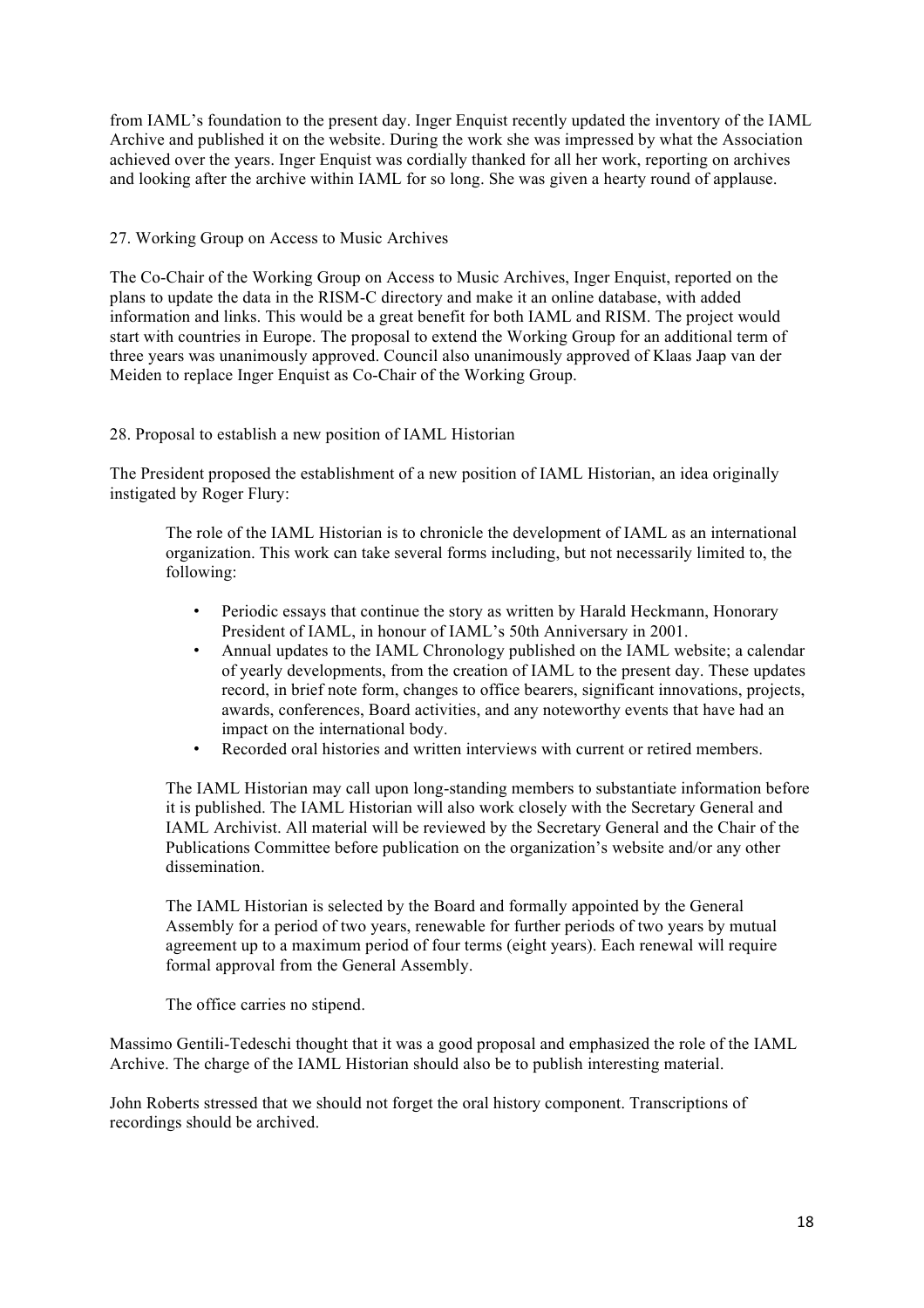from IAML's foundation to the present day. Inger Enquist recently updated the inventory of the IAML Archive and published it on the website. During the work she was impressed by what the Association achieved over the years. Inger Enquist was cordially thanked for all her work, reporting on archives and looking after the archive within IAML for so long. She was given a hearty round of applause.

27. Working Group on Access to Music Archives

The Co-Chair of the Working Group on Access to Music Archives, Inger Enquist, reported on the plans to update the data in the RISM-C directory and make it an online database, with added information and links. This would be a great benefit for both IAML and RISM. The project would start with countries in Europe. The proposal to extend the Working Group for an additional term of three years was unanimously approved. Council also unanimously approved of Klaas Jaap van der Meiden to replace Inger Enquist as Co-Chair of the Working Group.

28. Proposal to establish a new position of IAML Historian

The President proposed the establishment of a new position of IAML Historian, an idea originally instigated by Roger Flury:

> The role of the IAML Historian is to chronicle the development of IAML as an international organization. This work can take several forms including, but not necessarily limited to, the following:
>
> - Periodic essays that continue the story as written by Harald Heckmann, Honorary President of IAML, in honour of IAML's 50th Anniversary in 2001.
> - Annual updates to the IAML Chronology published on the IAML website; a calendar of yearly developments, from the creation of IAML to the present day. These updates record, in brief note form, changes to office bearers, significant innovations, projects, awards, conferences, Board activities, and any noteworthy events that have had an impact on the international body.
> - Recorded oral histories and written interviews with current or retired members.
>
> The IAML Historian may call upon long-standing members to substantiate information before it is published. The IAML Historian will also work closely with the Secretary General and IAML Archivist. All material will be reviewed by the Secretary General and the Chair of the Publications Committee before publication on the organization's website and/or any other dissemination.
>
> The IAML Historian is selected by the Board and formally appointed by the General Assembly for a period of two years, renewable for further periods of two years by mutual agreement up to a maximum period of four terms (eight years). Each renewal will require formal approval from the General Assembly.
>
> The office carries no stipend.

Massimo Gentili-Tedeschi thought that it was a good proposal and emphasized the role of the IAML Archive. The charge of the IAML Historian should also be to publish interesting material.

John Roberts stressed that we should not forget the oral history component. Transcriptions of recordings should be archived.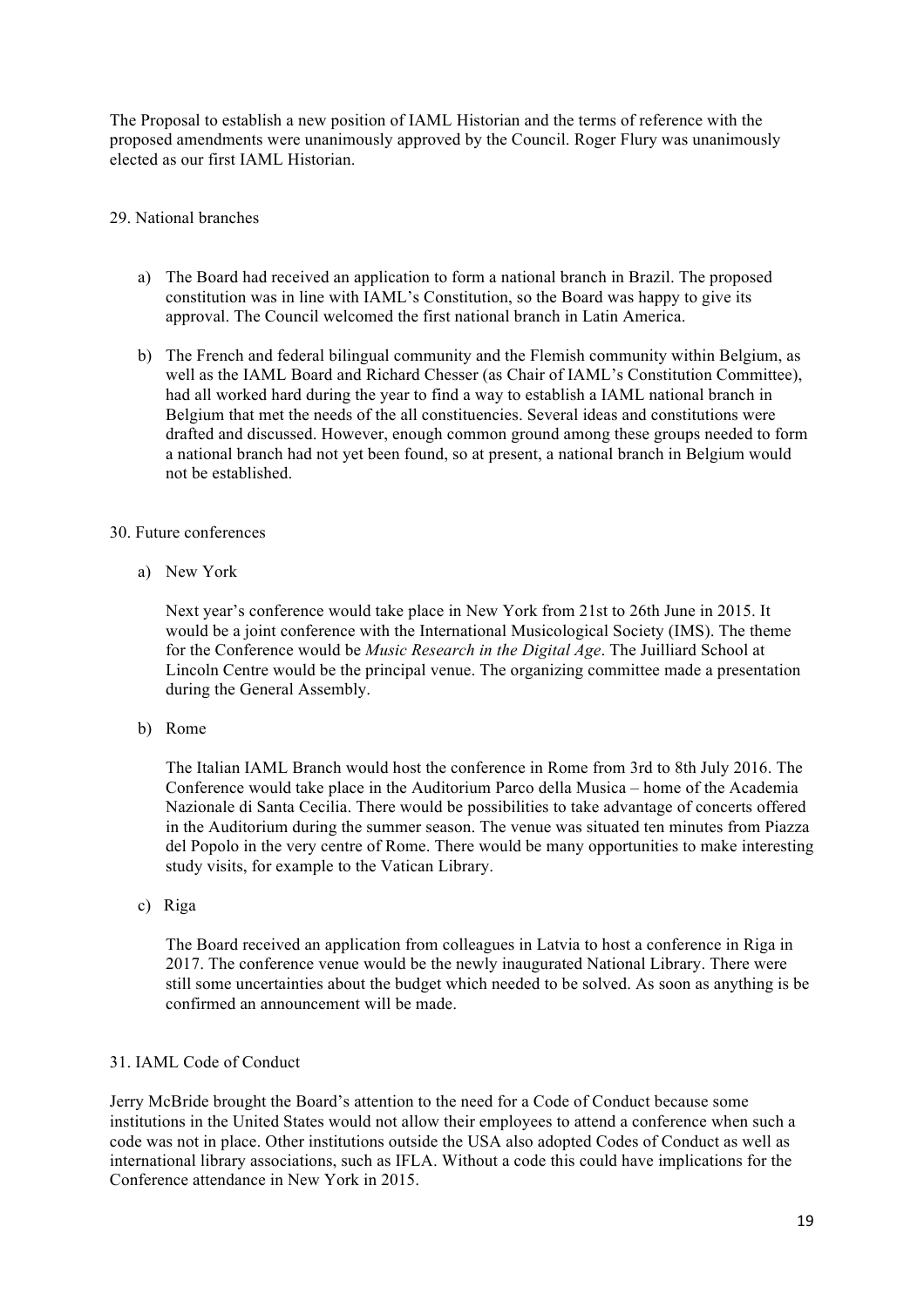The Proposal to establish a new position of IAML Historian and the terms of reference with the proposed amendments were unanimously approved by the Council. Roger Flury was unanimously elected as our first IAML Historian.

29. National branches

a) The Board had received an application to form a national branch in Brazil. The proposed constitution was in line with IAML's Constitution, so the Board was happy to give its approval. The Council welcomed the first national branch in Latin America.

b) The French and federal bilingual community and the Flemish community within Belgium, as well as the IAML Board and Richard Chesser (as Chair of IAML's Constitution Committee), had all worked hard during the year to find a way to establish a IAML national branch in Belgium that met the needs of the all constituencies. Several ideas and constitutions were drafted and discussed. However, enough common ground among these groups needed to form a national branch had not yet been found, so at present, a national branch in Belgium would not be established.

30. Future conferences

a) New York

   Next year's conference would take place in New York from 21st to 26th June in 2015. It would be a joint conference with the International Musicological Society (IMS). The theme for the Conference would be *Music Research in the Digital Age*. The Juilliard School at Lincoln Centre would be the principal venue. The organizing committee made a presentation during the General Assembly.

b) Rome

   The Italian IAML Branch would host the conference in Rome from 3rd to 8th July 2016. The Conference would take place in the Auditorium Parco della Musica – home of the Academia Nazionale di Santa Cecilia. There would be possibilities to take advantage of concerts offered in the Auditorium during the summer season. The venue was situated ten minutes from Piazza del Popolo in the very centre of Rome. There would be many opportunities to make interesting study visits, for example to the Vatican Library.

c) Riga

   The Board received an application from colleagues in Latvia to host a conference in Riga in 2017. The conference venue would be the newly inaugurated National Library. There were still some uncertainties about the budget which needed to be solved. As soon as anything is be confirmed an announcement will be made.

31. IAML Code of Conduct

Jerry McBride brought the Board's attention to the need for a Code of Conduct because some institutions in the United States would not allow their employees to attend a conference when such a code was not in place. Other institutions outside the USA also adopted Codes of Conduct as well as international library associations, such as IFLA. Without a code this could have implications for the Conference attendance in New York in 2015.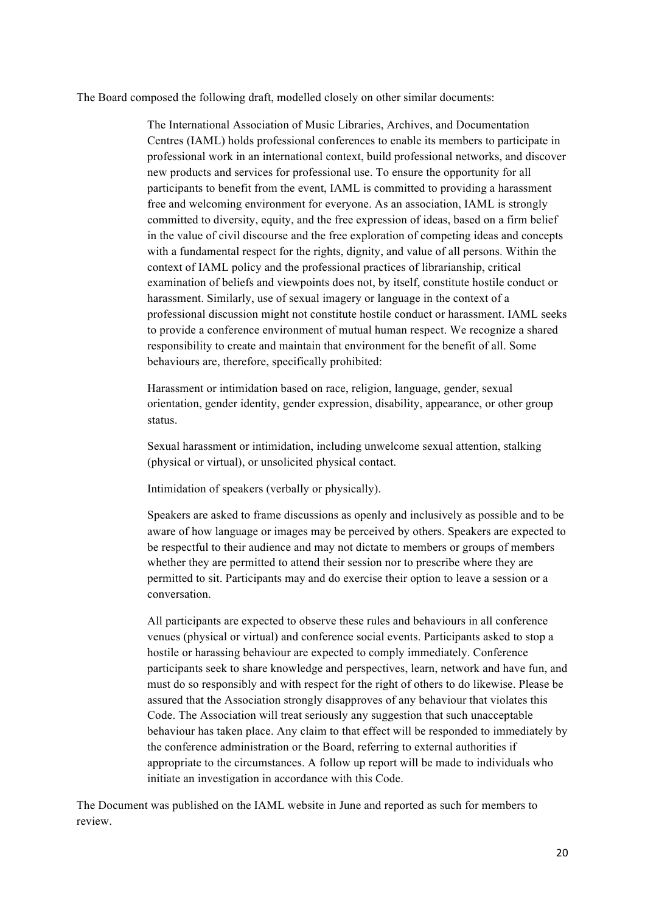The Board composed the following draft, modelled closely on other similar documents:

> The International Association of Music Libraries, Archives, and Documentation Centres (IAML) holds professional conferences to enable its members to participate in professional work in an international context, build professional networks, and discover new products and services for professional use. To ensure the opportunity for all participants to benefit from the event, IAML is committed to providing a harassment free and welcoming environment for everyone. As an association, IAML is strongly committed to diversity, equity, and the free expression of ideas, based on a firm belief in the value of civil discourse and the free exploration of competing ideas and concepts with a fundamental respect for the rights, dignity, and value of all persons. Within the context of IAML policy and the professional practices of librarianship, critical examination of beliefs and viewpoints does not, by itself, constitute hostile conduct or harassment. Similarly, use of sexual imagery or language in the context of a professional discussion might not constitute hostile conduct or harassment. IAML seeks to provide a conference environment of mutual human respect. We recognize a shared responsibility to create and maintain that environment for the benefit of all. Some behaviours are, therefore, specifically prohibited:
>
> Harassment or intimidation based on race, religion, language, gender, sexual orientation, gender identity, gender expression, disability, appearance, or other group status.
>
> Sexual harassment or intimidation, including unwelcome sexual attention, stalking (physical or virtual), or unsolicited physical contact.
>
> Intimidation of speakers (verbally or physically).
>
> Speakers are asked to frame discussions as openly and inclusively as possible and to be aware of how language or images may be perceived by others. Speakers are expected to be respectful to their audience and may not dictate to members or groups of members whether they are permitted to attend their session nor to prescribe where they are permitted to sit. Participants may and do exercise their option to leave a session or a conversation.
>
> All participants are expected to observe these rules and behaviours in all conference venues (physical or virtual) and conference social events. Participants asked to stop a hostile or harassing behaviour are expected to comply immediately. Conference participants seek to share knowledge and perspectives, learn, network and have fun, and must do so responsibly and with respect for the right of others to do likewise. Please be assured that the Association strongly disapproves of any behaviour that violates this Code. The Association will treat seriously any suggestion that such unacceptable behaviour has taken place. Any claim to that effect will be responded to immediately by the conference administration or the Board, referring to external authorities if appropriate to the circumstances. A follow up report will be made to individuals who initiate an investigation in accordance with this Code.

The Document was published on the IAML website in June and reported as such for members to review.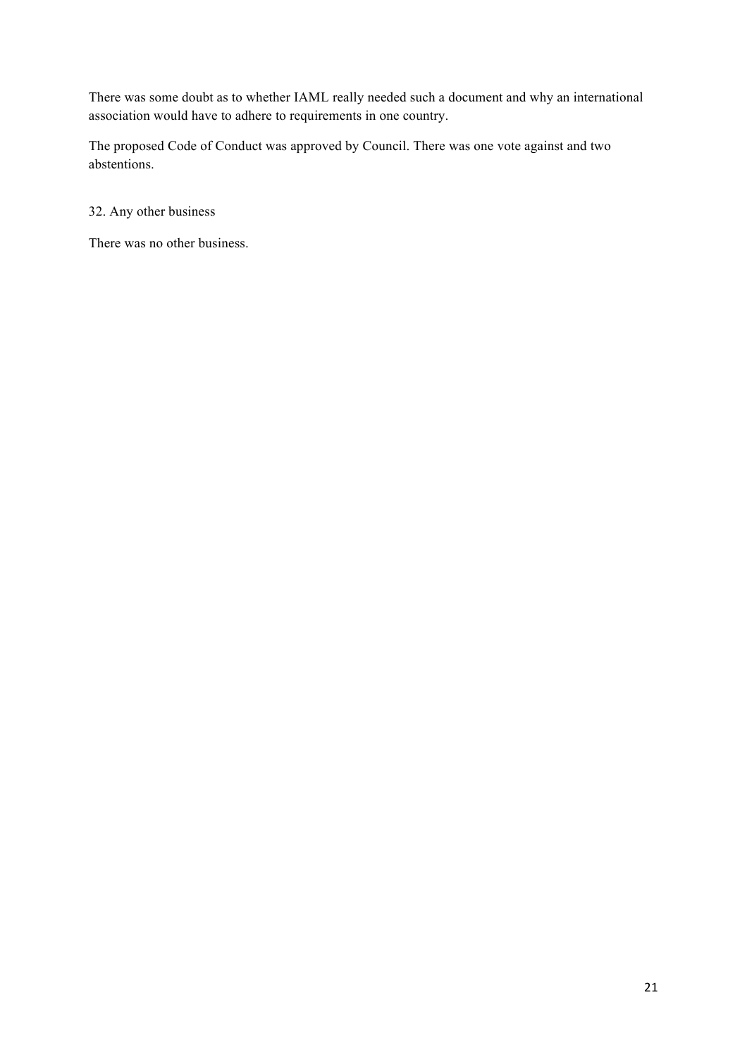There was some doubt as to whether IAML really needed such a document and why an international association would have to adhere to requirements in one country.

The proposed Code of Conduct was approved by Council. There was one vote against and two abstentions.

32. Any other business

There was no other business.